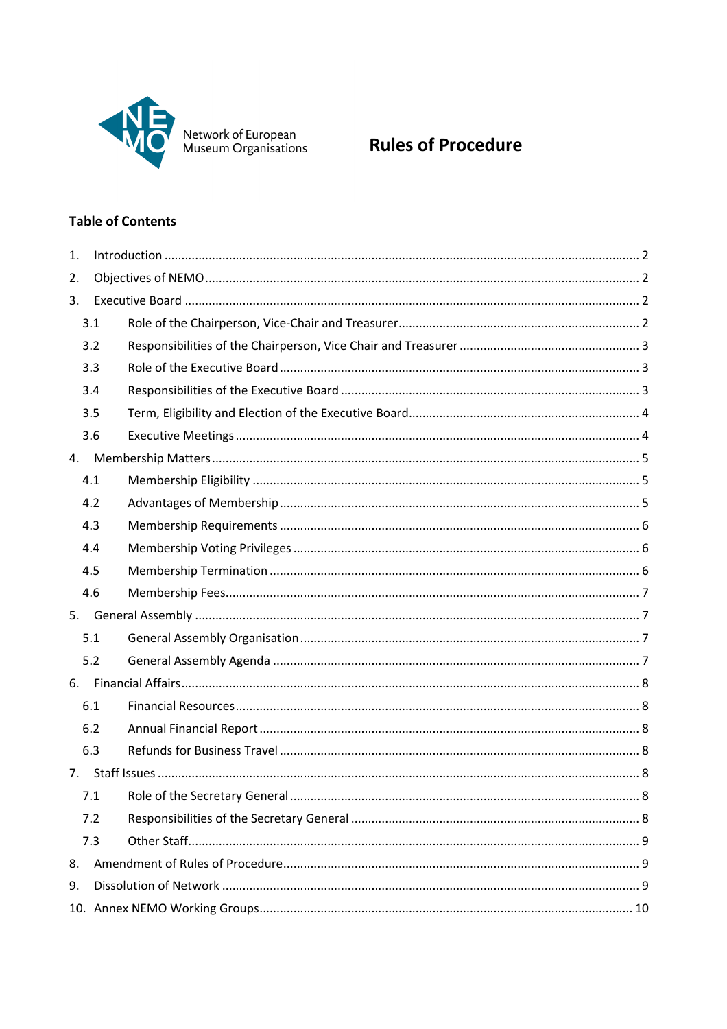Network of European Museum Organisations

# Rules of Procedure

## Table of Contents

1. Introduction ..... 2
2. Objectives of NEMO ..... 2
3. Executive Board ..... 2
   - 3.1 Role of the Chairperson, Vice-Chair and Treasurer ..... 2
   - 3.2 Responsibilities of the Chairperson, Vice Chair and Treasurer ..... 3
   - 3.3 Role of the Executive Board ..... 3
   - 3.4 Responsibilities of the Executive Board ..... 3
   - 3.5 Term, Eligibility and Election of the Executive Board ..... 4
   - 3.6 Executive Meetings ..... 4
4. Membership Matters ..... 5
   - 4.1 Membership Eligibility ..... 5
   - 4.2 Advantages of Membership ..... 5
   - 4.3 Membership Requirements ..... 6
   - 4.4 Membership Voting Privileges ..... 6
   - 4.5 Membership Termination ..... 6
   - 4.6 Membership Fees ..... 7
5. General Assembly ..... 7
   - 5.1 General Assembly Organisation ..... 7
   - 5.2 General Assembly Agenda ..... 7
6. Financial Affairs ..... 8
   - 6.1 Financial Resources ..... 8
   - 6.2 Annual Financial Report ..... 8
   - 6.3 Refunds for Business Travel ..... 8
7. Staff Issues ..... 8
   - 7.1 Role of the Secretary General ..... 8
   - 7.2 Responsibilities of the Secretary General ..... 8
   - 7.3 Other Staff ..... 9
8. Amendment of Rules of Procedure ..... 9
9. Dissolution of Network ..... 9
10. Annex NEMO Working Groups ..... 10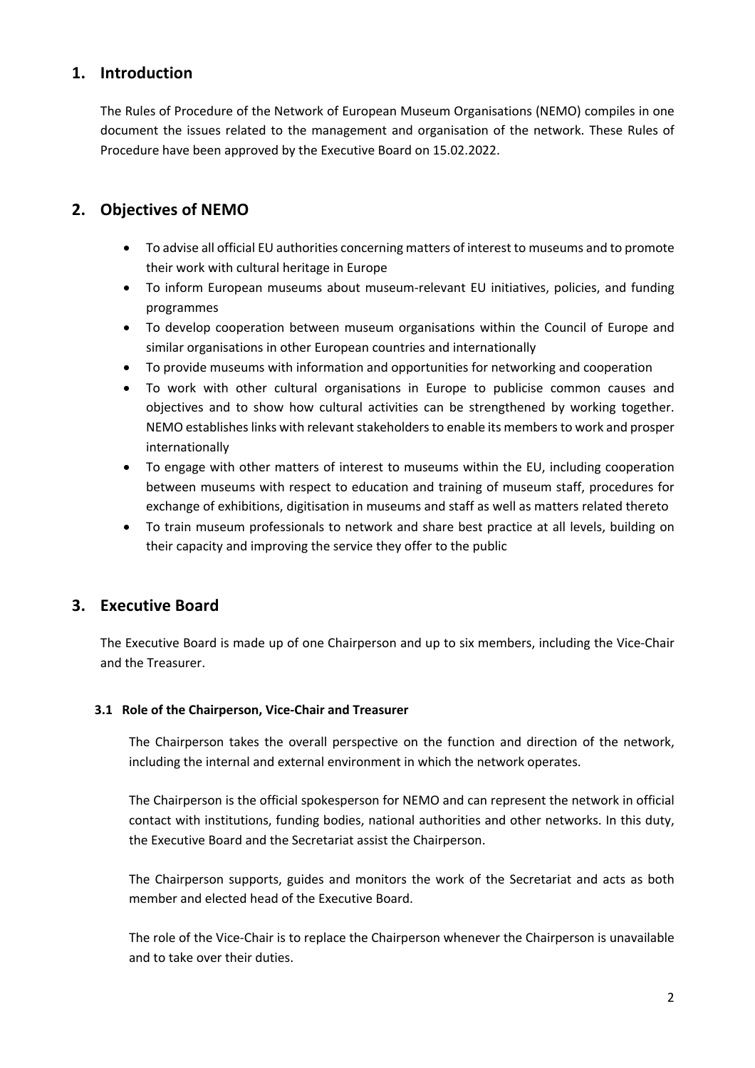## 1. Introduction

The Rules of Procedure of the Network of European Museum Organisations (NEMO) compiles in one document the issues related to the management and organisation of the network. These Rules of Procedure have been approved by the Executive Board on 15.02.2022.

## 2. Objectives of NEMO

- To advise all official EU authorities concerning matters of interest to museums and to promote their work with cultural heritage in Europe
- To inform European museums about museum-relevant EU initiatives, policies, and funding programmes
- To develop cooperation between museum organisations within the Council of Europe and similar organisations in other European countries and internationally
- To provide museums with information and opportunities for networking and cooperation
- To work with other cultural organisations in Europe to publicise common causes and objectives and to show how cultural activities can be strengthened by working together. NEMO establishes links with relevant stakeholders to enable its members to work and prosper internationally
- To engage with other matters of interest to museums within the EU, including cooperation between museums with respect to education and training of museum staff, procedures for exchange of exhibitions, digitisation in museums and staff as well as matters related thereto
- To train museum professionals to network and share best practice at all levels, building on their capacity and improving the service they offer to the public

## 3. Executive Board

The Executive Board is made up of one Chairperson and up to six members, including the Vice-Chair and the Treasurer.

### 3.1 Role of the Chairperson, Vice-Chair and Treasurer

The Chairperson takes the overall perspective on the function and direction of the network, including the internal and external environment in which the network operates.

The Chairperson is the official spokesperson for NEMO and can represent the network in official contact with institutions, funding bodies, national authorities and other networks. In this duty, the Executive Board and the Secretariat assist the Chairperson.

The Chairperson supports, guides and monitors the work of the Secretariat and acts as both member and elected head of the Executive Board.

The role of the Vice-Chair is to replace the Chairperson whenever the Chairperson is unavailable and to take over their duties.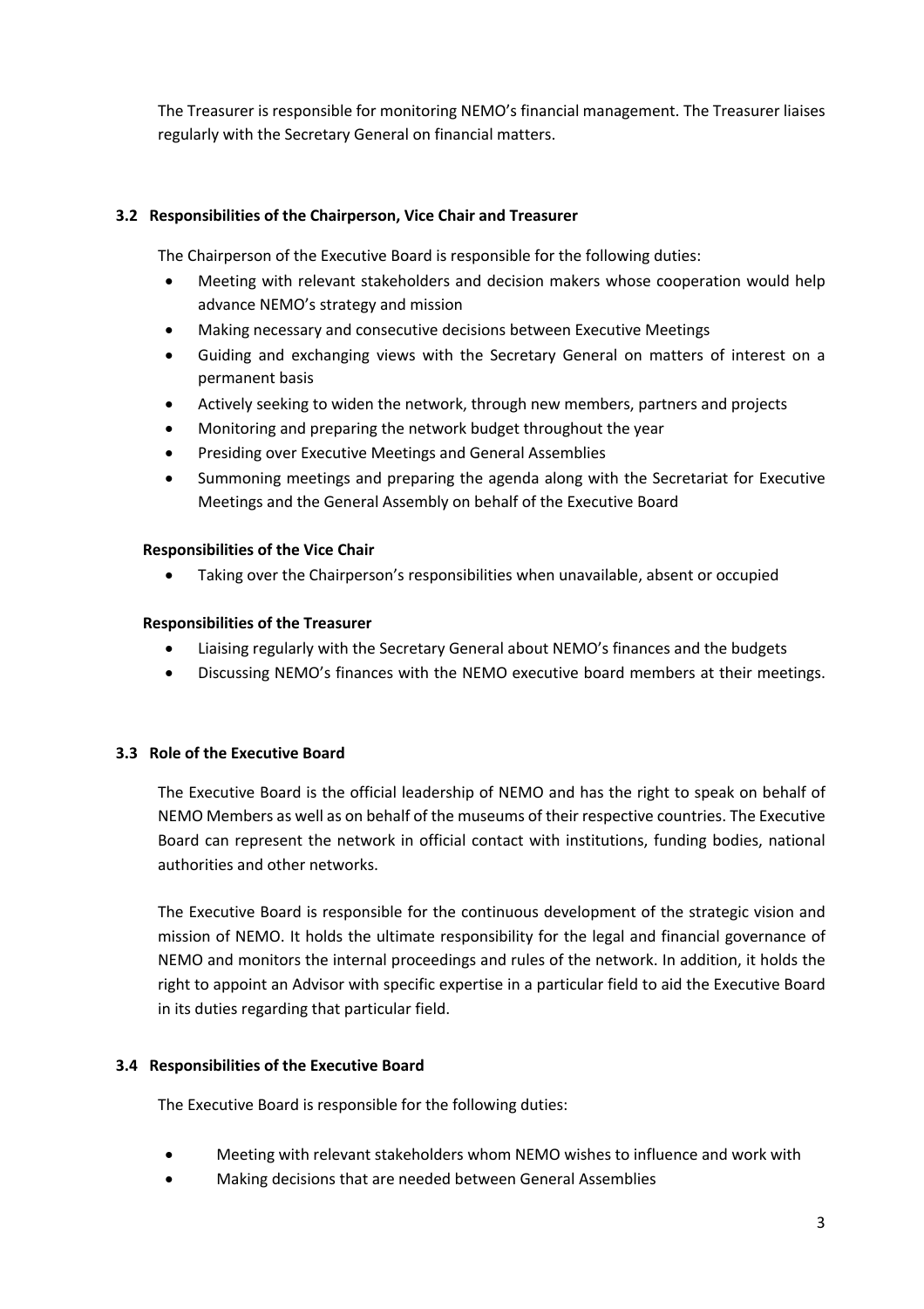The Treasurer is responsible for monitoring NEMO's financial management. The Treasurer liaises regularly with the Secretary General on financial matters.

### 3.2 Responsibilities of the Chairperson, Vice Chair and Treasurer

The Chairperson of the Executive Board is responsible for the following duties:

- Meeting with relevant stakeholders and decision makers whose cooperation would help advance NEMO's strategy and mission
- Making necessary and consecutive decisions between Executive Meetings
- Guiding and exchanging views with the Secretary General on matters of interest on a permanent basis
- Actively seeking to widen the network, through new members, partners and projects
- Monitoring and preparing the network budget throughout the year
- Presiding over Executive Meetings and General Assemblies
- Summoning meetings and preparing the agenda along with the Secretariat for Executive Meetings and the General Assembly on behalf of the Executive Board

**Responsibilities of the Vice Chair**

- Taking over the Chairperson's responsibilities when unavailable, absent or occupied

**Responsibilities of the Treasurer**

- Liaising regularly with the Secretary General about NEMO's finances and the budgets
- Discussing NEMO's finances with the NEMO executive board members at their meetings.

### 3.3 Role of the Executive Board

The Executive Board is the official leadership of NEMO and has the right to speak on behalf of NEMO Members as well as on behalf of the museums of their respective countries. The Executive Board can represent the network in official contact with institutions, funding bodies, national authorities and other networks.

The Executive Board is responsible for the continuous development of the strategic vision and mission of NEMO. It holds the ultimate responsibility for the legal and financial governance of NEMO and monitors the internal proceedings and rules of the network. In addition, it holds the right to appoint an Advisor with specific expertise in a particular field to aid the Executive Board in its duties regarding that particular field.

### 3.4 Responsibilities of the Executive Board

The Executive Board is responsible for the following duties:

- Meeting with relevant stakeholders whom NEMO wishes to influence and work with
- Making decisions that are needed between General Assemblies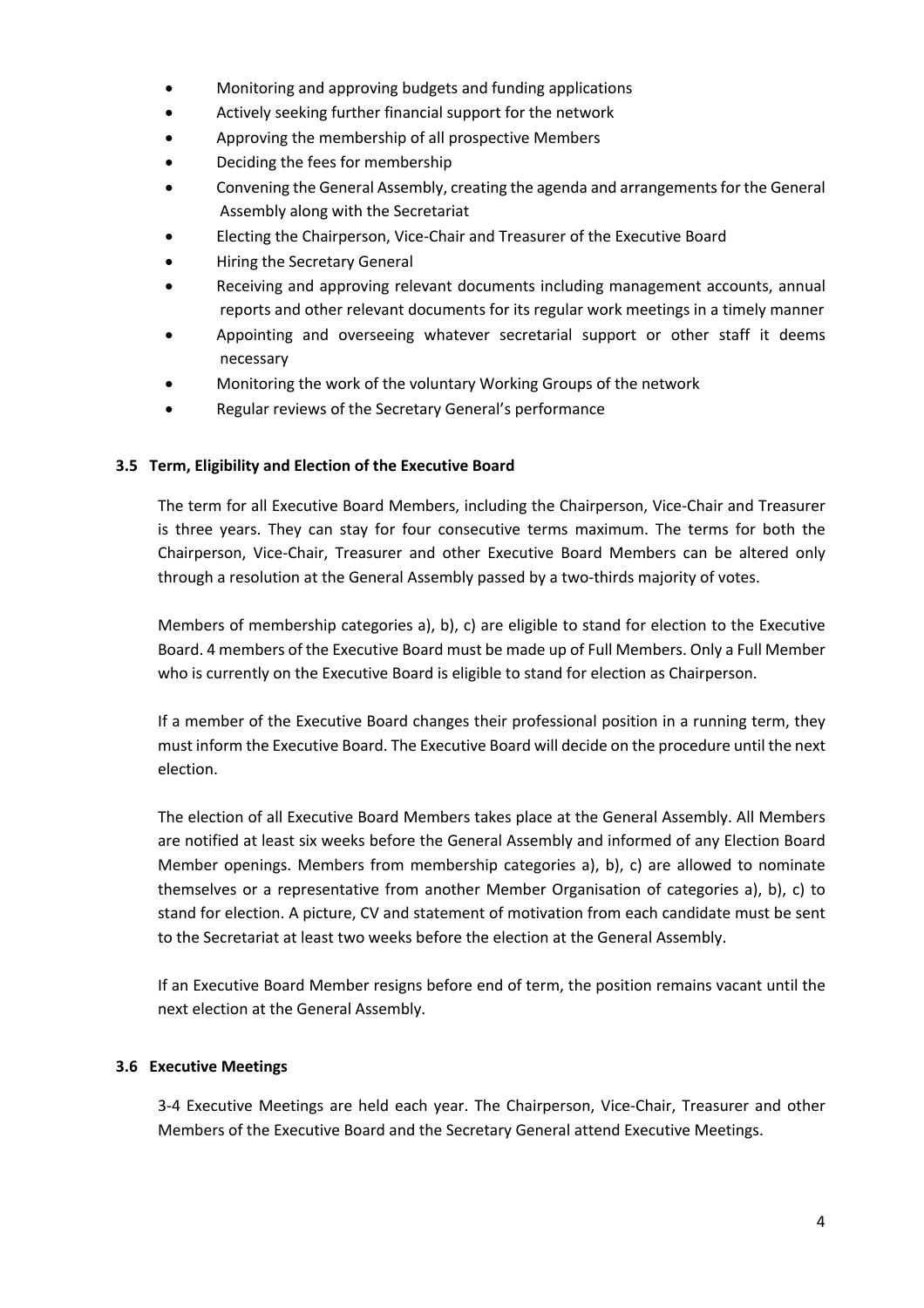- Monitoring and approving budgets and funding applications
- Actively seeking further financial support for the network
- Approving the membership of all prospective Members
- Deciding the fees for membership
- Convening the General Assembly, creating the agenda and arrangements for the General Assembly along with the Secretariat
- Electing the Chairperson, Vice-Chair and Treasurer of the Executive Board
- Hiring the Secretary General
- Receiving and approving relevant documents including management accounts, annual reports and other relevant documents for its regular work meetings in a timely manner
- Appointing and overseeing whatever secretarial support or other staff it deems necessary
- Monitoring the work of the voluntary Working Groups of the network
- Regular reviews of the Secretary General's performance

### 3.5 Term, Eligibility and Election of the Executive Board

The term for all Executive Board Members, including the Chairperson, Vice-Chair and Treasurer is three years. They can stay for four consecutive terms maximum. The terms for both the Chairperson, Vice-Chair, Treasurer and other Executive Board Members can be altered only through a resolution at the General Assembly passed by a two-thirds majority of votes.

Members of membership categories a), b), c) are eligible to stand for election to the Executive Board. 4 members of the Executive Board must be made up of Full Members. Only a Full Member who is currently on the Executive Board is eligible to stand for election as Chairperson.

If a member of the Executive Board changes their professional position in a running term, they must inform the Executive Board. The Executive Board will decide on the procedure until the next election.

The election of all Executive Board Members takes place at the General Assembly. All Members are notified at least six weeks before the General Assembly and informed of any Election Board Member openings. Members from membership categories a), b), c) are allowed to nominate themselves or a representative from another Member Organisation of categories a), b), c) to stand for election. A picture, CV and statement of motivation from each candidate must be sent to the Secretariat at least two weeks before the election at the General Assembly.

If an Executive Board Member resigns before end of term, the position remains vacant until the next election at the General Assembly.

### 3.6 Executive Meetings

3-4 Executive Meetings are held each year. The Chairperson, Vice-Chair, Treasurer and other Members of the Executive Board and the Secretary General attend Executive Meetings.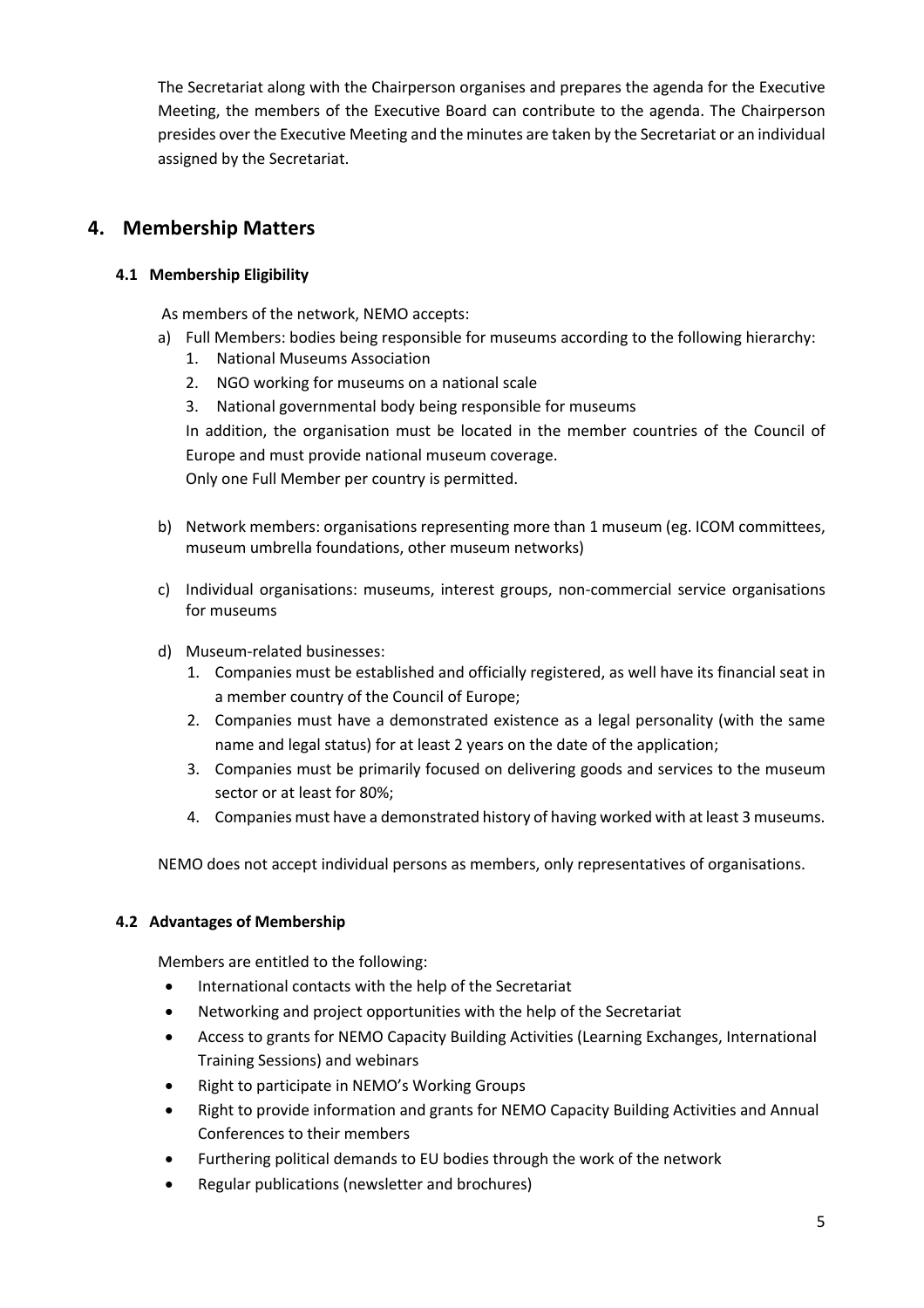The Secretariat along with the Chairperson organises and prepares the agenda for the Executive Meeting, the members of the Executive Board can contribute to the agenda. The Chairperson presides over the Executive Meeting and the minutes are taken by the Secretariat or an individual assigned by the Secretariat.

## 4. Membership Matters

### 4.1 Membership Eligibility

As members of the network, NEMO accepts:

a) Full Members: bodies being responsible for museums according to the following hierarchy:
   1. National Museums Association
   2. NGO working for museums on a national scale
   3. National governmental body being responsible for museums

   In addition, the organisation must be located in the member countries of the Council of Europe and must provide national museum coverage.
   Only one Full Member per country is permitted.

b) Network members: organisations representing more than 1 museum (eg. ICOM committees, museum umbrella foundations, other museum networks)

c) Individual organisations: museums, interest groups, non-commercial service organisations for museums

d) Museum-related businesses:
   1. Companies must be established and officially registered, as well have its financial seat in a member country of the Council of Europe;
   2. Companies must have a demonstrated existence as a legal personality (with the same name and legal status) for at least 2 years on the date of the application;
   3. Companies must be primarily focused on delivering goods and services to the museum sector or at least for 80%;
   4. Companies must have a demonstrated history of having worked with at least 3 museums.

NEMO does not accept individual persons as members, only representatives of organisations.

### 4.2 Advantages of Membership

Members are entitled to the following:

- International contacts with the help of the Secretariat
- Networking and project opportunities with the help of the Secretariat
- Access to grants for NEMO Capacity Building Activities (Learning Exchanges, International Training Sessions) and webinars
- Right to participate in NEMO's Working Groups
- Right to provide information and grants for NEMO Capacity Building Activities and Annual Conferences to their members
- Furthering political demands to EU bodies through the work of the network
- Regular publications (newsletter and brochures)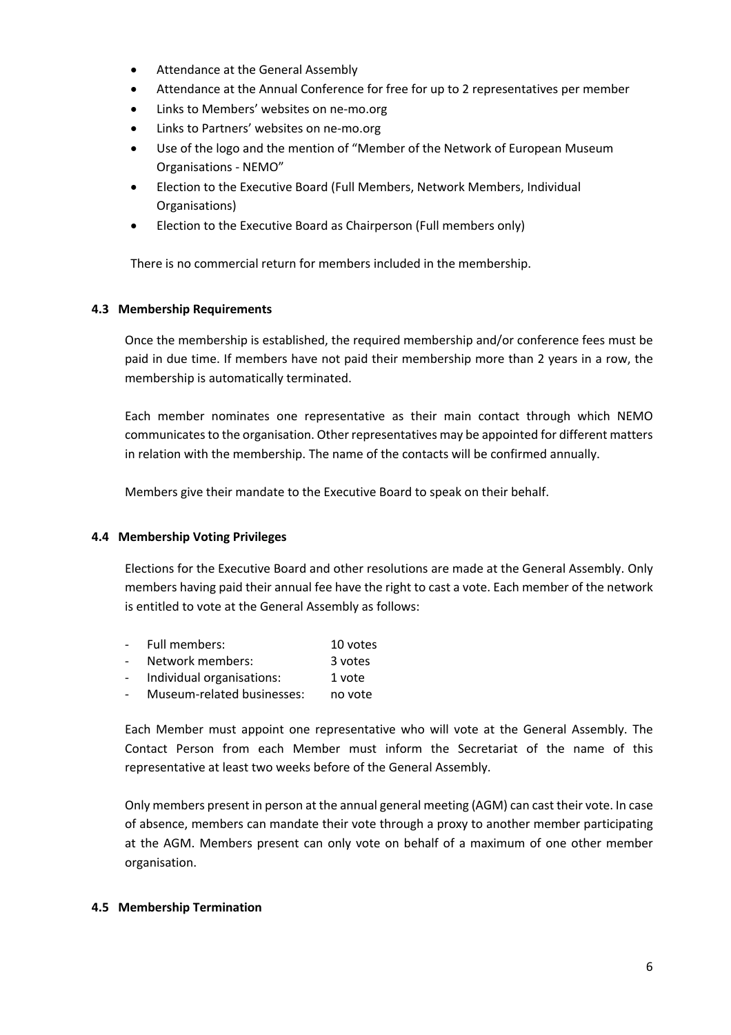- Attendance at the General Assembly
- Attendance at the Annual Conference for free for up to 2 representatives per member
- Links to Members' websites on ne-mo.org
- Links to Partners' websites on ne-mo.org
- Use of the logo and the mention of "Member of the Network of European Museum Organisations - NEMO"
- Election to the Executive Board (Full Members, Network Members, Individual Organisations)
- Election to the Executive Board as Chairperson (Full members only)

There is no commercial return for members included in the membership.

### 4.3 Membership Requirements

Once the membership is established, the required membership and/or conference fees must be paid in due time. If members have not paid their membership more than 2 years in a row, the membership is automatically terminated.

Each member nominates one representative as their main contact through which NEMO communicates to the organisation. Other representatives may be appointed for different matters in relation with the membership. The name of the contacts will be confirmed annually.

Members give their mandate to the Executive Board to speak on their behalf.

### 4.4 Membership Voting Privileges

Elections for the Executive Board and other resolutions are made at the General Assembly. Only members having paid their annual fee have the right to cast a vote. Each member of the network is entitled to vote at the General Assembly as follows:

- Full members: 10 votes
- Network members: 3 votes
- Individual organisations: 1 vote
- Museum-related businesses: no vote

Each Member must appoint one representative who will vote at the General Assembly. The Contact Person from each Member must inform the Secretariat of the name of this representative at least two weeks before of the General Assembly.

Only members present in person at the annual general meeting (AGM) can cast their vote. In case of absence, members can mandate their vote through a proxy to another member participating at the AGM. Members present can only vote on behalf of a maximum of one other member organisation.

### 4.5 Membership Termination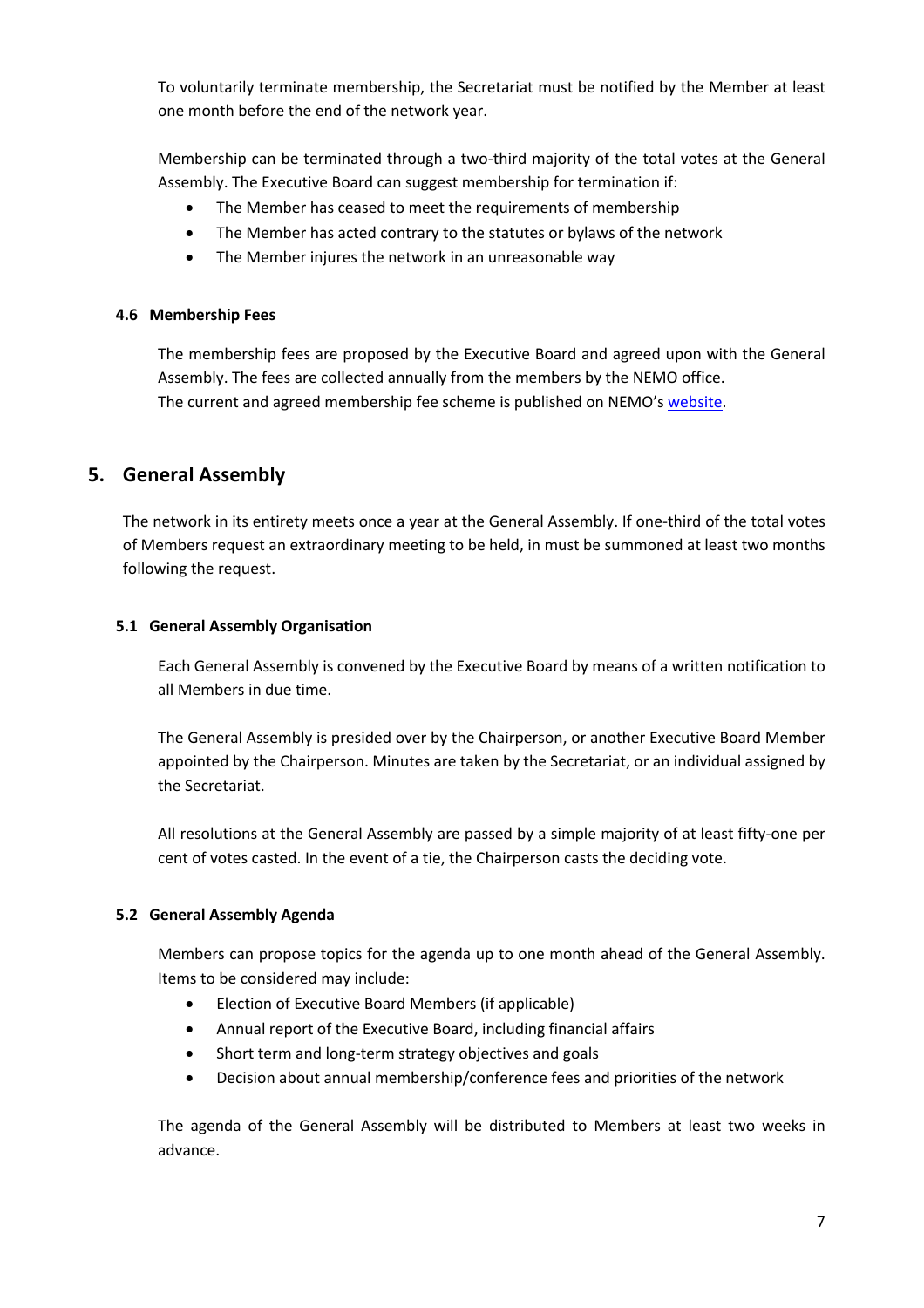To voluntarily terminate membership, the Secretariat must be notified by the Member at least one month before the end of the network year.

Membership can be terminated through a two-third majority of the total votes at the General Assembly. The Executive Board can suggest membership for termination if:

- The Member has ceased to meet the requirements of membership
- The Member has acted contrary to the statutes or bylaws of the network
- The Member injures the network in an unreasonable way

### 4.6 Membership Fees

The membership fees are proposed by the Executive Board and agreed upon with the General Assembly. The fees are collected annually from the members by the NEMO office.
The current and agreed membership fee scheme is published on NEMO's website.

## 5. General Assembly

The network in its entirety meets once a year at the General Assembly. If one-third of the total votes of Members request an extraordinary meeting to be held, in must be summoned at least two months following the request.

### 5.1 General Assembly Organisation

Each General Assembly is convened by the Executive Board by means of a written notification to all Members in due time.

The General Assembly is presided over by the Chairperson, or another Executive Board Member appointed by the Chairperson. Minutes are taken by the Secretariat, or an individual assigned by the Secretariat.

All resolutions at the General Assembly are passed by a simple majority of at least fifty-one per cent of votes casted. In the event of a tie, the Chairperson casts the deciding vote.

### 5.2 General Assembly Agenda

Members can propose topics for the agenda up to one month ahead of the General Assembly. Items to be considered may include:

- Election of Executive Board Members (if applicable)
- Annual report of the Executive Board, including financial affairs
- Short term and long-term strategy objectives and goals
- Decision about annual membership/conference fees and priorities of the network

The agenda of the General Assembly will be distributed to Members at least two weeks in advance.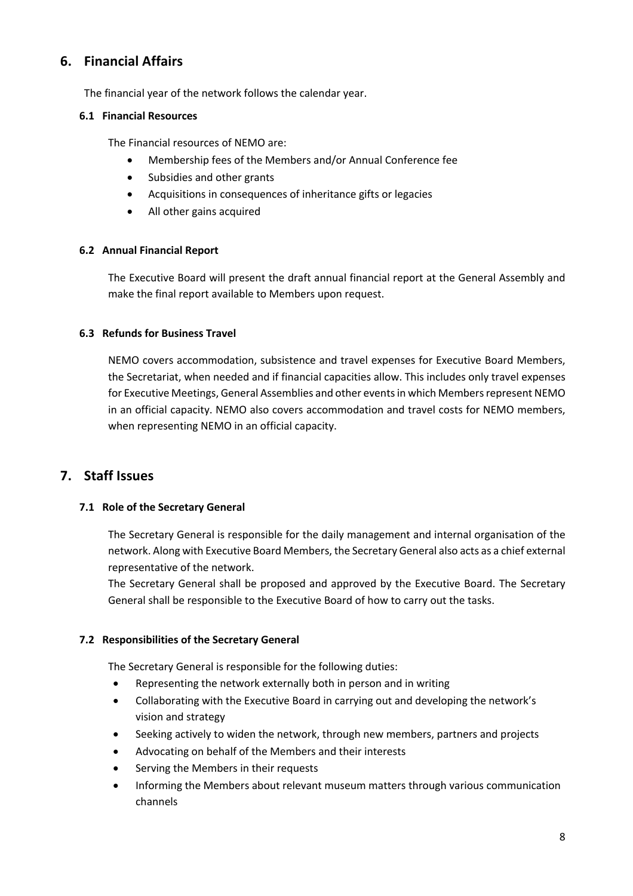## 6. Financial Affairs

The financial year of the network follows the calendar year.

### 6.1 Financial Resources

The Financial resources of NEMO are:

- Membership fees of the Members and/or Annual Conference fee
- Subsidies and other grants
- Acquisitions in consequences of inheritance gifts or legacies
- All other gains acquired

### 6.2 Annual Financial Report

The Executive Board will present the draft annual financial report at the General Assembly and make the final report available to Members upon request.

### 6.3 Refunds for Business Travel

NEMO covers accommodation, subsistence and travel expenses for Executive Board Members, the Secretariat, when needed and if financial capacities allow. This includes only travel expenses for Executive Meetings, General Assemblies and other events in which Members represent NEMO in an official capacity. NEMO also covers accommodation and travel costs for NEMO members, when representing NEMO in an official capacity.

## 7. Staff Issues

### 7.1 Role of the Secretary General

The Secretary General is responsible for the daily management and internal organisation of the network. Along with Executive Board Members, the Secretary General also acts as a chief external representative of the network.

The Secretary General shall be proposed and approved by the Executive Board. The Secretary General shall be responsible to the Executive Board of how to carry out the tasks.

### 7.2 Responsibilities of the Secretary General

The Secretary General is responsible for the following duties:

- Representing the network externally both in person and in writing
- Collaborating with the Executive Board in carrying out and developing the network's vision and strategy
- Seeking actively to widen the network, through new members, partners and projects
- Advocating on behalf of the Members and their interests
- Serving the Members in their requests
- Informing the Members about relevant museum matters through various communication channels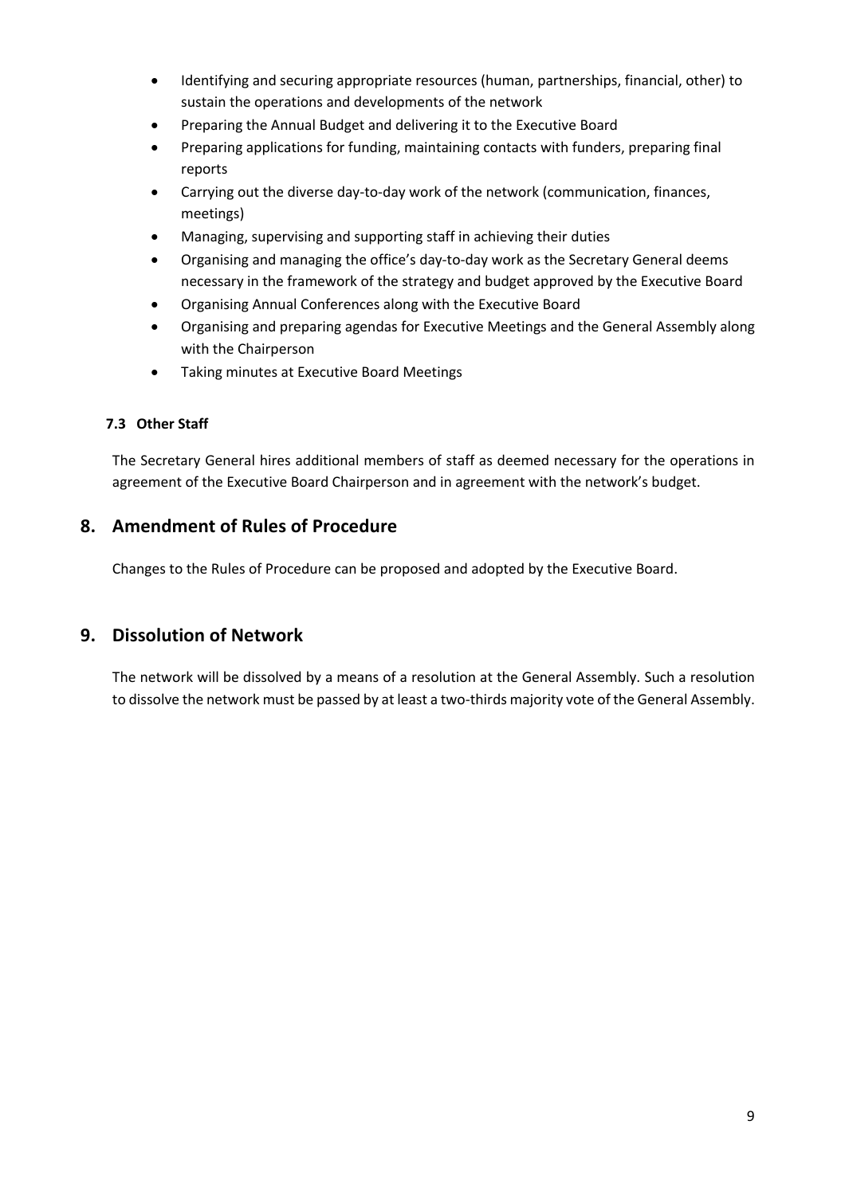- Identifying and securing appropriate resources (human, partnerships, financial, other) to sustain the operations and developments of the network
- Preparing the Annual Budget and delivering it to the Executive Board
- Preparing applications for funding, maintaining contacts with funders, preparing final reports
- Carrying out the diverse day-to-day work of the network (communication, finances, meetings)
- Managing, supervising and supporting staff in achieving their duties
- Organising and managing the office's day-to-day work as the Secretary General deems necessary in the framework of the strategy and budget approved by the Executive Board
- Organising Annual Conferences along with the Executive Board
- Organising and preparing agendas for Executive Meetings and the General Assembly along with the Chairperson
- Taking minutes at Executive Board Meetings

### 7.3 Other Staff

The Secretary General hires additional members of staff as deemed necessary for the operations in agreement of the Executive Board Chairperson and in agreement with the network's budget.

## 8. Amendment of Rules of Procedure

Changes to the Rules of Procedure can be proposed and adopted by the Executive Board.

## 9. Dissolution of Network

The network will be dissolved by a means of a resolution at the General Assembly. Such a resolution to dissolve the network must be passed by at least a two-thirds majority vote of the General Assembly.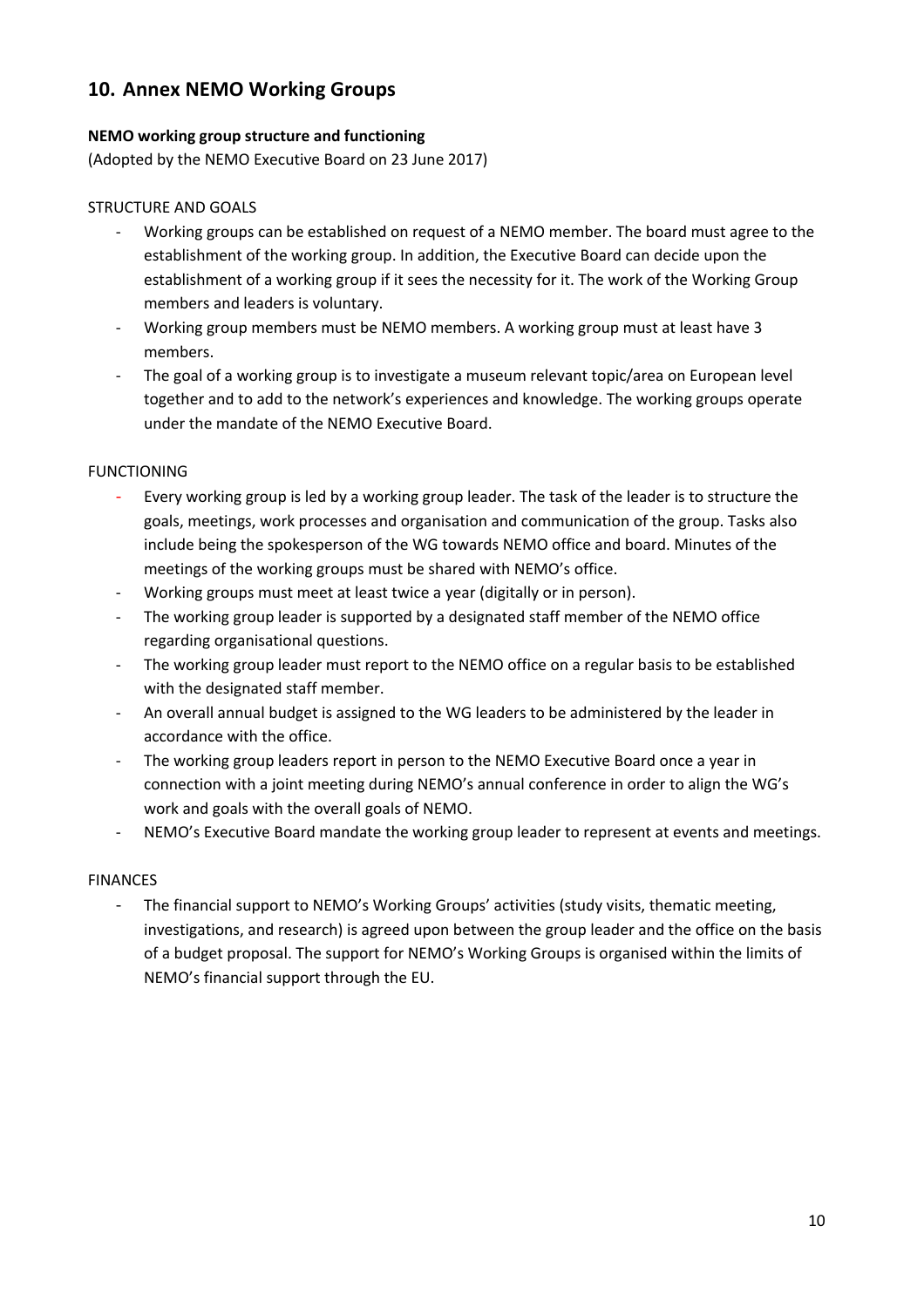## 10. Annex NEMO Working Groups

**NEMO working group structure and functioning**

(Adopted by the NEMO Executive Board on 23 June 2017)

STRUCTURE AND GOALS

- Working groups can be established on request of a NEMO member. The board must agree to the establishment of the working group. In addition, the Executive Board can decide upon the establishment of a working group if it sees the necessity for it. The work of the Working Group members and leaders is voluntary.
- Working group members must be NEMO members. A working group must at least have 3 members.
- The goal of a working group is to investigate a museum relevant topic/area on European level together and to add to the network's experiences and knowledge. The working groups operate under the mandate of the NEMO Executive Board.

FUNCTIONING

- Every working group is led by a working group leader. The task of the leader is to structure the goals, meetings, work processes and organisation and communication of the group. Tasks also include being the spokesperson of the WG towards NEMO office and board. Minutes of the meetings of the working groups must be shared with NEMO's office.
- Working groups must meet at least twice a year (digitally or in person).
- The working group leader is supported by a designated staff member of the NEMO office regarding organisational questions.
- The working group leader must report to the NEMO office on a regular basis to be established with the designated staff member.
- An overall annual budget is assigned to the WG leaders to be administered by the leader in accordance with the office.
- The working group leaders report in person to the NEMO Executive Board once a year in connection with a joint meeting during NEMO's annual conference in order to align the WG's work and goals with the overall goals of NEMO.
- NEMO's Executive Board mandate the working group leader to represent at events and meetings.

FINANCES

- The financial support to NEMO's Working Groups' activities (study visits, thematic meeting, investigations, and research) is agreed upon between the group leader and the office on the basis of a budget proposal. The support for NEMO's Working Groups is organised within the limits of NEMO's financial support through the EU.